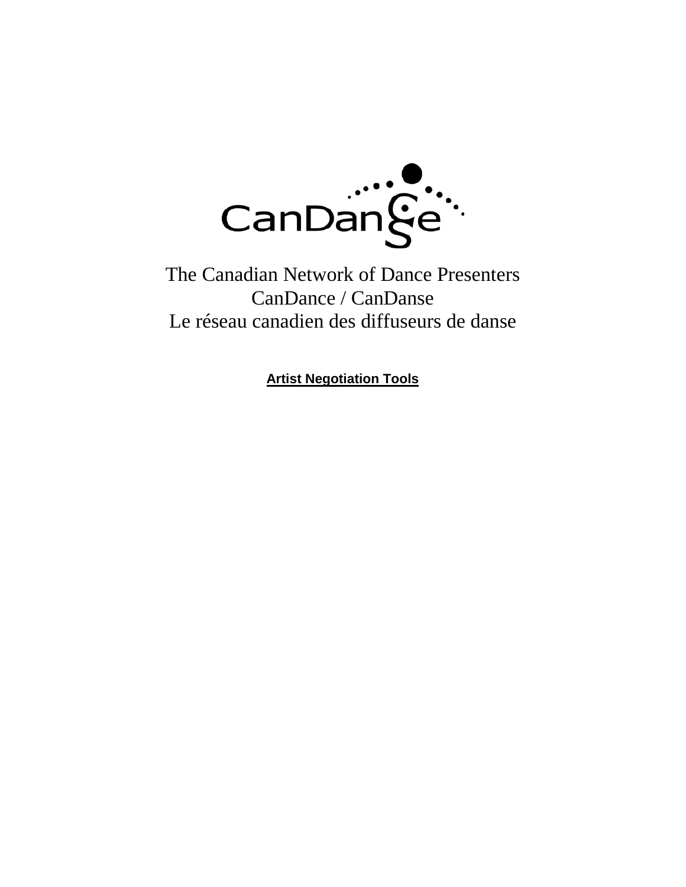The Canadian Network of Dance Presenters
CanDance / CanDanse
Le réseau canadien des diffuseurs de danse

**Artist Negotiation Tools**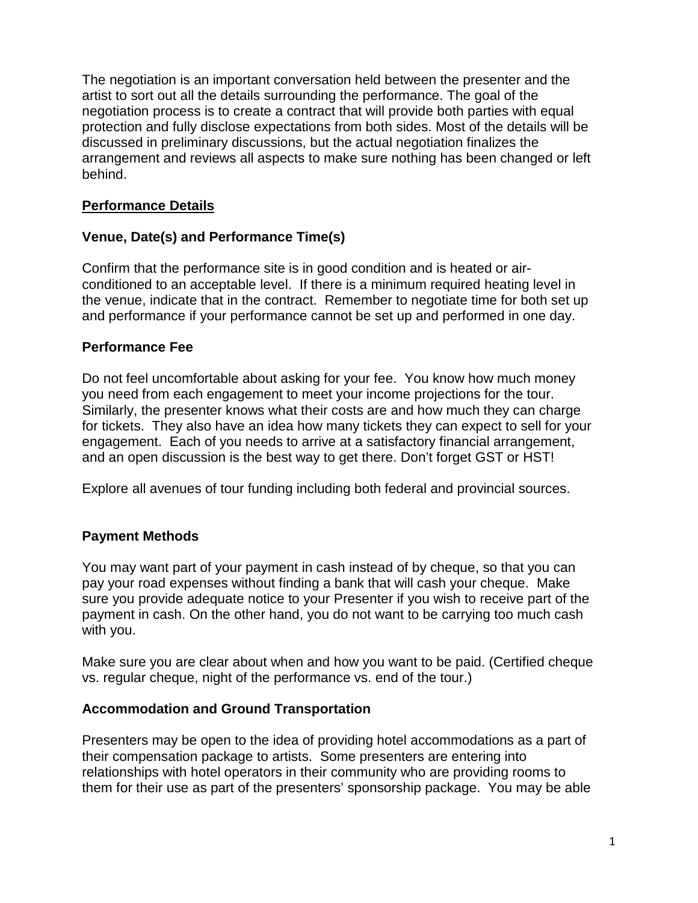The negotiation is an important conversation held between the presenter and the artist to sort out all the details surrounding the performance. The goal of the negotiation process is to create a contract that will provide both parties with equal protection and fully disclose expectations from both sides. Most of the details will be discussed in preliminary discussions, but the actual negotiation finalizes the arrangement and reviews all aspects to make sure nothing has been changed or left behind.

## Performance Details

### Venue, Date(s) and Performance Time(s)

Confirm that the performance site is in good condition and is heated or air-conditioned to an acceptable level. If there is a minimum required heating level in the venue, indicate that in the contract. Remember to negotiate time for both set up and performance if your performance cannot be set up and performed in one day.

### Performance Fee

Do not feel uncomfortable about asking for your fee. You know how much money you need from each engagement to meet your income projections for the tour. Similarly, the presenter knows what their costs are and how much they can charge for tickets. They also have an idea how many tickets they can expect to sell for your engagement. Each of you needs to arrive at a satisfactory financial arrangement, and an open discussion is the best way to get there. Don't forget GST or HST!

Explore all avenues of tour funding including both federal and provincial sources.

### Payment Methods

You may want part of your payment in cash instead of by cheque, so that you can pay your road expenses without finding a bank that will cash your cheque. Make sure you provide adequate notice to your Presenter if you wish to receive part of the payment in cash. On the other hand, you do not want to be carrying too much cash with you.

Make sure you are clear about when and how you want to be paid. (Certified cheque vs. regular cheque, night of the performance vs. end of the tour.)

### Accommodation and Ground Transportation

Presenters may be open to the idea of providing hotel accommodations as a part of their compensation package to artists. Some presenters are entering into relationships with hotel operators in their community who are providing rooms to them for their use as part of the presenters' sponsorship package. You may be able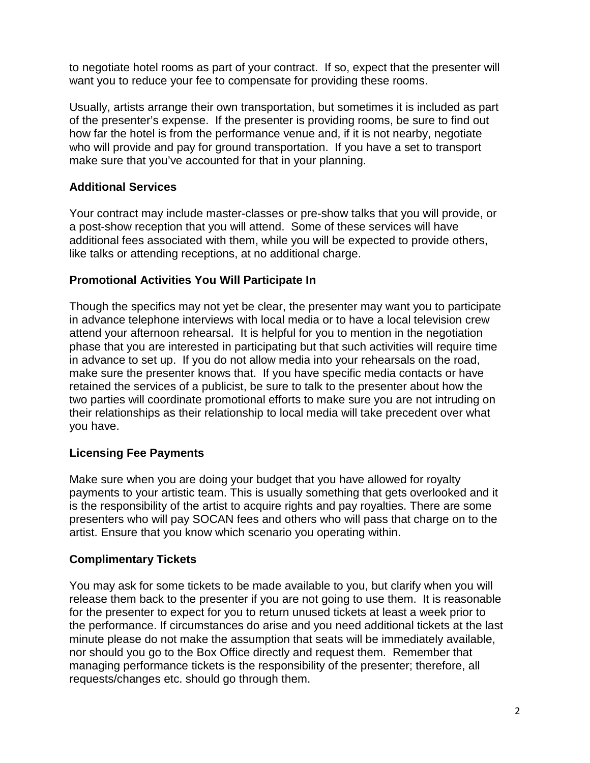to negotiate hotel rooms as part of your contract. If so, expect that the presenter will want you to reduce your fee to compensate for providing these rooms.

Usually, artists arrange their own transportation, but sometimes it is included as part of the presenter's expense. If the presenter is providing rooms, be sure to find out how far the hotel is from the performance venue and, if it is not nearby, negotiate who will provide and pay for ground transportation. If you have a set to transport make sure that you've accounted for that in your planning.

### Additional Services

Your contract may include master-classes or pre-show talks that you will provide, or a post-show reception that you will attend. Some of these services will have additional fees associated with them, while you will be expected to provide others, like talks or attending receptions, at no additional charge.

### Promotional Activities You Will Participate In

Though the specifics may not yet be clear, the presenter may want you to participate in advance telephone interviews with local media or to have a local television crew attend your afternoon rehearsal. It is helpful for you to mention in the negotiation phase that you are interested in participating but that such activities will require time in advance to set up. If you do not allow media into your rehearsals on the road, make sure the presenter knows that. If you have specific media contacts or have retained the services of a publicist, be sure to talk to the presenter about how the two parties will coordinate promotional efforts to make sure you are not intruding on their relationships as their relationship to local media will take precedent over what you have.

### Licensing Fee Payments

Make sure when you are doing your budget that you have allowed for royalty payments to your artistic team. This is usually something that gets overlooked and it is the responsibility of the artist to acquire rights and pay royalties. There are some presenters who will pay SOCAN fees and others who will pass that charge on to the artist. Ensure that you know which scenario you operating within.

### Complimentary Tickets

You may ask for some tickets to be made available to you, but clarify when you will release them back to the presenter if you are not going to use them. It is reasonable for the presenter to expect for you to return unused tickets at least a week prior to the performance. If circumstances do arise and you need additional tickets at the last minute please do not make the assumption that seats will be immediately available, nor should you go to the Box Office directly and request them. Remember that managing performance tickets is the responsibility of the presenter; therefore, all requests/changes etc. should go through them.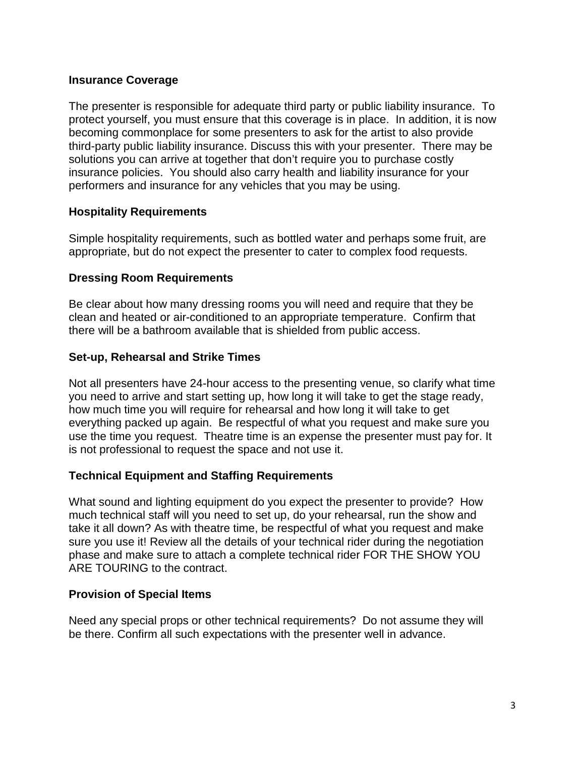**Insurance Coverage**

The presenter is responsible for adequate third party or public liability insurance. To protect yourself, you must ensure that this coverage is in place. In addition, it is now becoming commonplace for some presenters to ask for the artist to also provide third-party public liability insurance. Discuss this with your presenter. There may be solutions you can arrive at together that don't require you to purchase costly insurance policies. You should also carry health and liability insurance for your performers and insurance for any vehicles that you may be using.

**Hospitality Requirements**

Simple hospitality requirements, such as bottled water and perhaps some fruit, are appropriate, but do not expect the presenter to cater to complex food requests.

**Dressing Room Requirements**

Be clear about how many dressing rooms you will need and require that they be clean and heated or air-conditioned to an appropriate temperature. Confirm that there will be a bathroom available that is shielded from public access.

**Set-up, Rehearsal and Strike Times**

Not all presenters have 24-hour access to the presenting venue, so clarify what time you need to arrive and start setting up, how long it will take to get the stage ready, how much time you will require for rehearsal and how long it will take to get everything packed up again. Be respectful of what you request and make sure you use the time you request. Theatre time is an expense the presenter must pay for. It is not professional to request the space and not use it.

**Technical Equipment and Staffing Requirements**

What sound and lighting equipment do you expect the presenter to provide? How much technical staff will you need to set up, do your rehearsal, run the show and take it all down? As with theatre time, be respectful of what you request and make sure you use it! Review all the details of your technical rider during the negotiation phase and make sure to attach a complete technical rider FOR THE SHOW YOU ARE TOURING to the contract.

**Provision of Special Items**

Need any special props or other technical requirements? Do not assume they will be there. Confirm all such expectations with the presenter well in advance.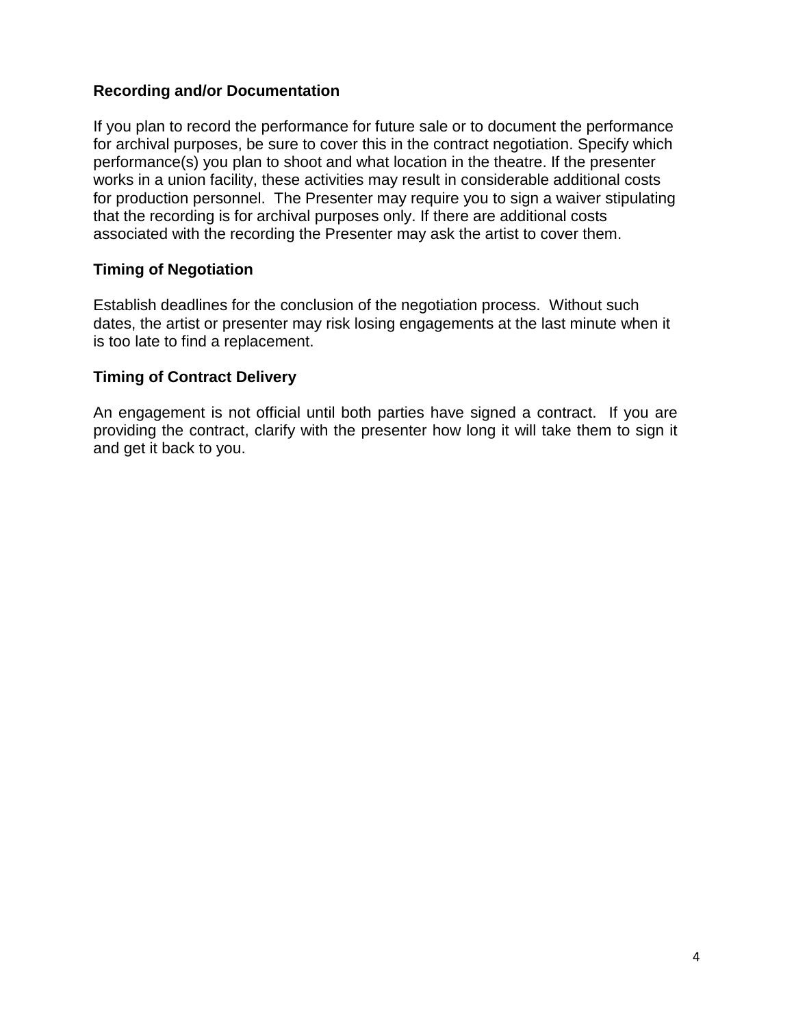**Recording and/or Documentation**

If you plan to record the performance for future sale or to document the performance for archival purposes, be sure to cover this in the contract negotiation. Specify which performance(s) you plan to shoot and what location in the theatre. If the presenter works in a union facility, these activities may result in considerable additional costs for production personnel. The Presenter may require you to sign a waiver stipulating that the recording is for archival purposes only. If there are additional costs associated with the recording the Presenter may ask the artist to cover them.

**Timing of Negotiation**

Establish deadlines for the conclusion of the negotiation process. Without such dates, the artist or presenter may risk losing engagements at the last minute when it is too late to find a replacement.

**Timing of Contract Delivery**

An engagement is not official until both parties have signed a contract. If you are providing the contract, clarify with the presenter how long it will take them to sign it and get it back to you.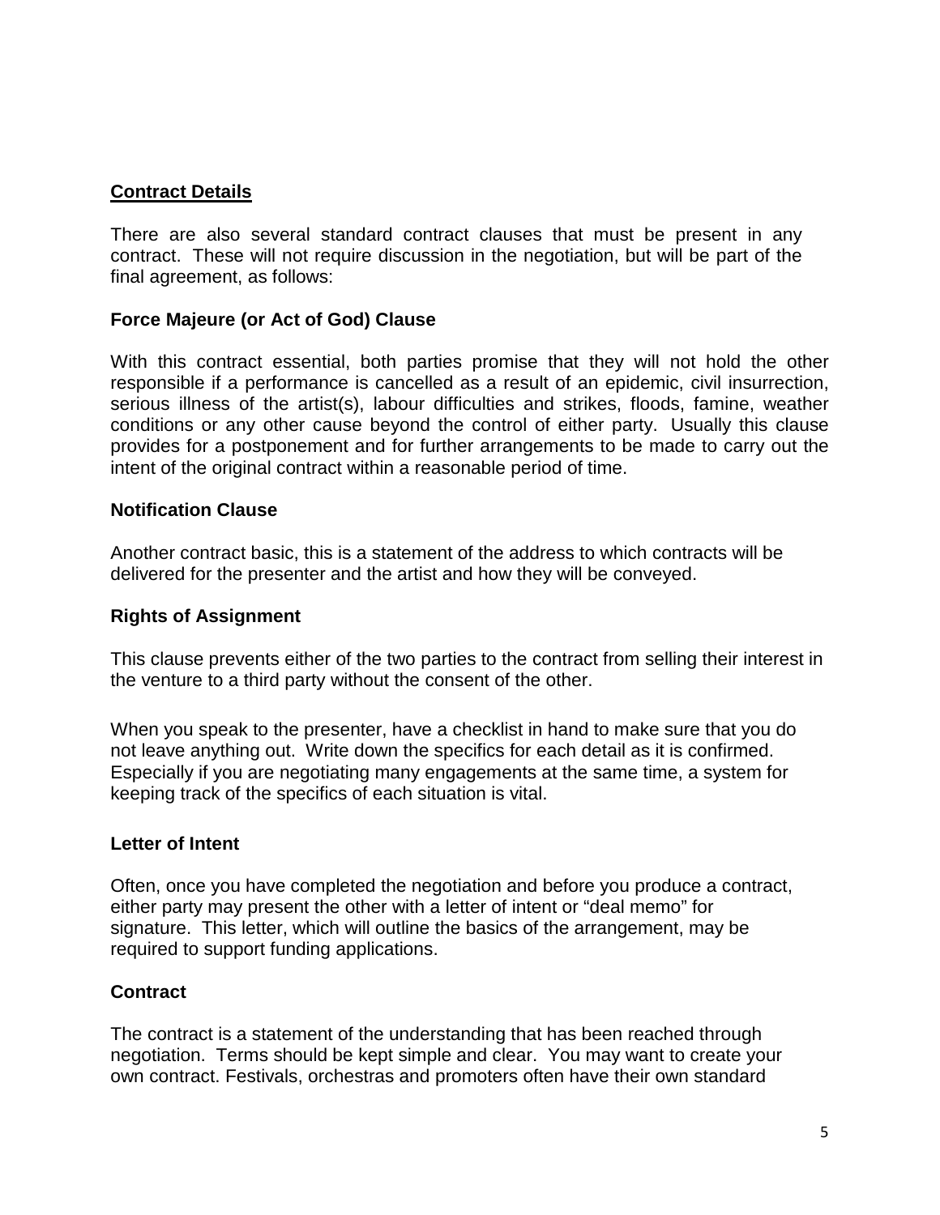## Contract Details

There are also several standard contract clauses that must be present in any contract. These will not require discussion in the negotiation, but will be part of the final agreement, as follows:

### Force Majeure (or Act of God) Clause

With this contract essential, both parties promise that they will not hold the other responsible if a performance is cancelled as a result of an epidemic, civil insurrection, serious illness of the artist(s), labour difficulties and strikes, floods, famine, weather conditions or any other cause beyond the control of either party. Usually this clause provides for a postponement and for further arrangements to be made to carry out the intent of the original contract within a reasonable period of time.

### Notification Clause

Another contract basic, this is a statement of the address to which contracts will be delivered for the presenter and the artist and how they will be conveyed.

### Rights of Assignment

This clause prevents either of the two parties to the contract from selling their interest in the venture to a third party without the consent of the other.

When you speak to the presenter, have a checklist in hand to make sure that you do not leave anything out. Write down the specifics for each detail as it is confirmed. Especially if you are negotiating many engagements at the same time, a system for keeping track of the specifics of each situation is vital.

### Letter of Intent

Often, once you have completed the negotiation and before you produce a contract, either party may present the other with a letter of intent or “deal memo” for signature. This letter, which will outline the basics of the arrangement, may be required to support funding applications.

### Contract

The contract is a statement of the understanding that has been reached through negotiation. Terms should be kept simple and clear. You may want to create your own contract. Festivals, orchestras and promoters often have their own standard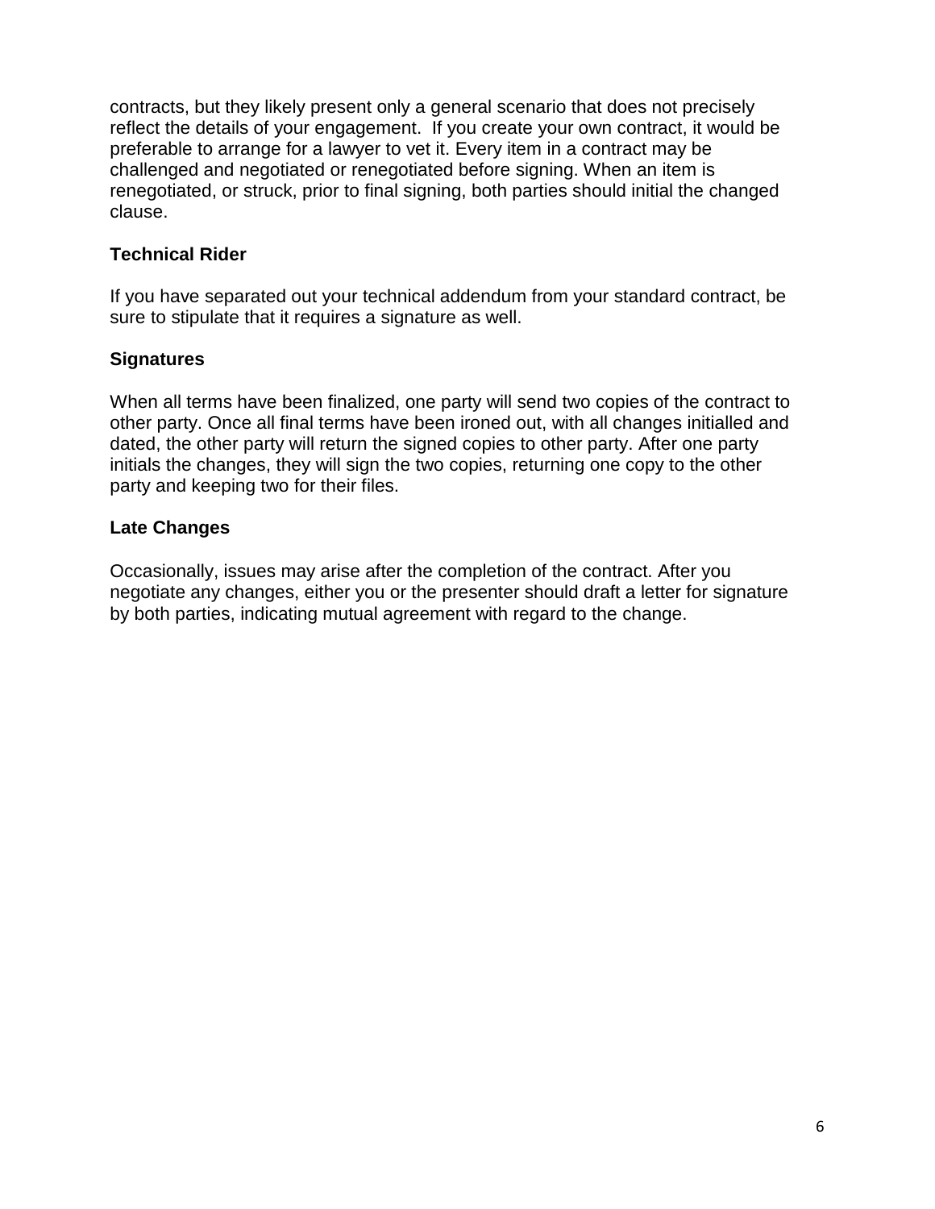contracts, but they likely present only a general scenario that does not precisely reflect the details of your engagement.  If you create your own contract, it would be preferable to arrange for a lawyer to vet it. Every item in a contract may be challenged and negotiated or renegotiated before signing. When an item is renegotiated, or struck, prior to final signing, both parties should initial the changed clause.

### Technical Rider

If you have separated out your technical addendum from your standard contract, be sure to stipulate that it requires a signature as well.

### Signatures

When all terms have been finalized, one party will send two copies of the contract to other party. Once all final terms have been ironed out, with all changes initialled and dated, the other party will return the signed copies to other party. After one party initials the changes, they will sign the two copies, returning one copy to the other party and keeping two for their files.

### Late Changes

Occasionally, issues may arise after the completion of the contract. After you negotiate any changes, either you or the presenter should draft a letter for signature by both parties, indicating mutual agreement with regard to the change.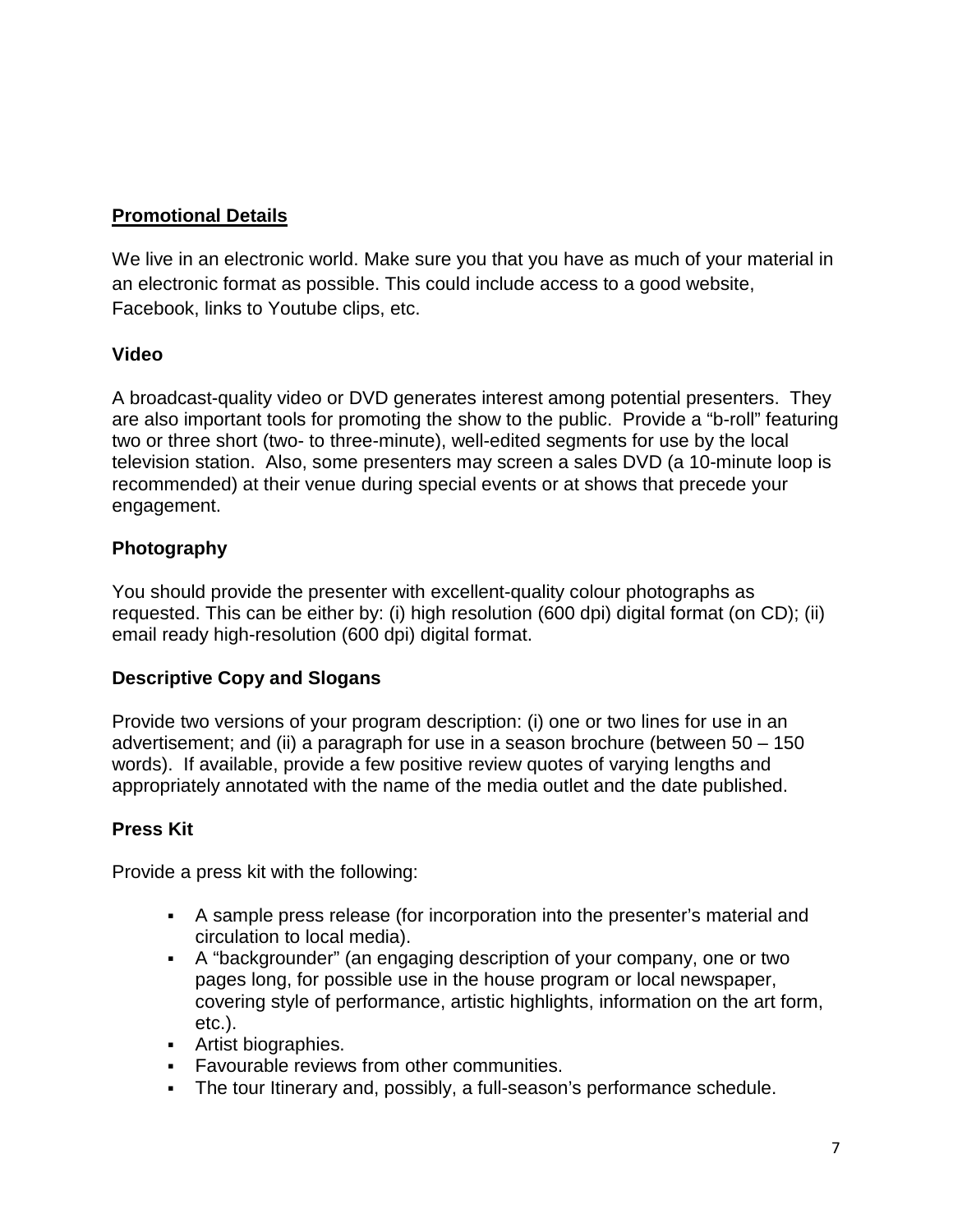## Promotional Details

We live in an electronic world. Make sure you that you have as much of your material in an electronic format as possible. This could include access to a good website, Facebook, links to Youtube clips, etc.

### Video

A broadcast-quality video or DVD generates interest among potential presenters. They are also important tools for promoting the show to the public. Provide a "b-roll" featuring two or three short (two- to three-minute), well-edited segments for use by the local television station. Also, some presenters may screen a sales DVD (a 10-minute loop is recommended) at their venue during special events or at shows that precede your engagement.

### Photography

You should provide the presenter with excellent-quality colour photographs as requested. This can be either by: (i) high resolution (600 dpi) digital format (on CD); (ii) email ready high-resolution (600 dpi) digital format.

### Descriptive Copy and Slogans

Provide two versions of your program description: (i) one or two lines for use in an advertisement; and (ii) a paragraph for use in a season brochure (between 50 – 150 words). If available, provide a few positive review quotes of varying lengths and appropriately annotated with the name of the media outlet and the date published.

### Press Kit

Provide a press kit with the following:

- A sample press release (for incorporation into the presenter's material and circulation to local media).
- A "backgrounder" (an engaging description of your company, one or two pages long, for possible use in the house program or local newspaper, covering style of performance, artistic highlights, information on the art form, etc.).
- Artist biographies.
- Favourable reviews from other communities.
- The tour Itinerary and, possibly, a full-season's performance schedule.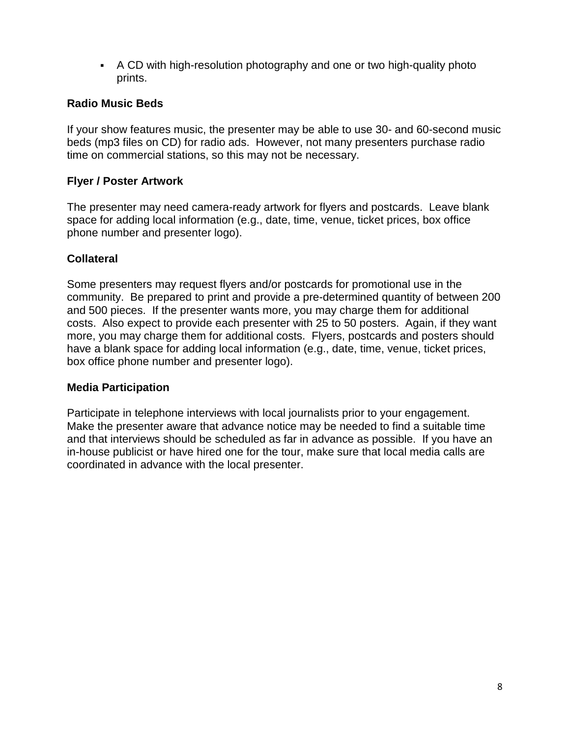- A CD with high-resolution photography and one or two high-quality photo prints.

**Radio Music Beds**

If your show features music, the presenter may be able to use 30- and 60-second music beds (mp3 files on CD) for radio ads. However, not many presenters purchase radio time on commercial stations, so this may not be necessary.

**Flyer / Poster Artwork**

The presenter may need camera-ready artwork for flyers and postcards. Leave blank space for adding local information (e.g., date, time, venue, ticket prices, box office phone number and presenter logo).

**Collateral**

Some presenters may request flyers and/or postcards for promotional use in the community. Be prepared to print and provide a pre-determined quantity of between 200 and 500 pieces. If the presenter wants more, you may charge them for additional costs. Also expect to provide each presenter with 25 to 50 posters. Again, if they want more, you may charge them for additional costs. Flyers, postcards and posters should have a blank space for adding local information (e.g., date, time, venue, ticket prices, box office phone number and presenter logo).

**Media Participation**

Participate in telephone interviews with local journalists prior to your engagement. Make the presenter aware that advance notice may be needed to find a suitable time and that interviews should be scheduled as far in advance as possible. If you have an in-house publicist or have hired one for the tour, make sure that local media calls are coordinated in advance with the local presenter.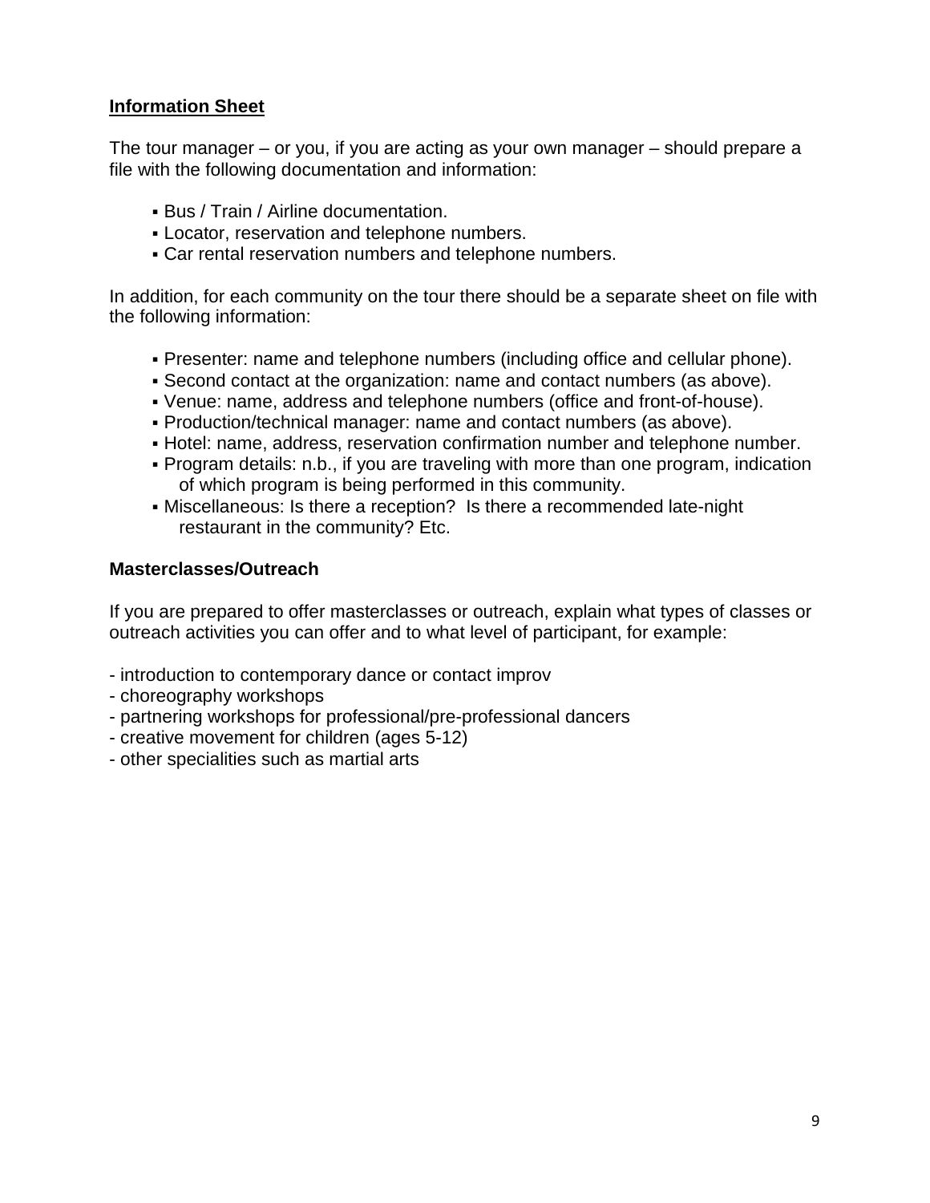## Information Sheet

The tour manager – or you, if you are acting as your own manager – should prepare a file with the following documentation and information:

- Bus / Train / Airline documentation.
- Locator, reservation and telephone numbers.
- Car rental reservation numbers and telephone numbers.

In addition, for each community on the tour there should be a separate sheet on file with the following information:

- Presenter: name and telephone numbers (including office and cellular phone).
- Second contact at the organization: name and contact numbers (as above).
- Venue: name, address and telephone numbers (office and front-of-house).
- Production/technical manager: name and contact numbers (as above).
- Hotel: name, address, reservation confirmation number and telephone number.
- Program details: n.b., if you are traveling with more than one program, indication of which program is being performed in this community.
- Miscellaneous: Is there a reception? Is there a recommended late-night restaurant in the community? Etc.

**Masterclasses/Outreach**

If you are prepared to offer masterclasses or outreach, explain what types of classes or outreach activities you can offer and to what level of participant, for example:

- introduction to contemporary dance or contact improv
- choreography workshops
- partnering workshops for professional/pre-professional dancers
- creative movement for children (ages 5-12)
- other specialities such as martial arts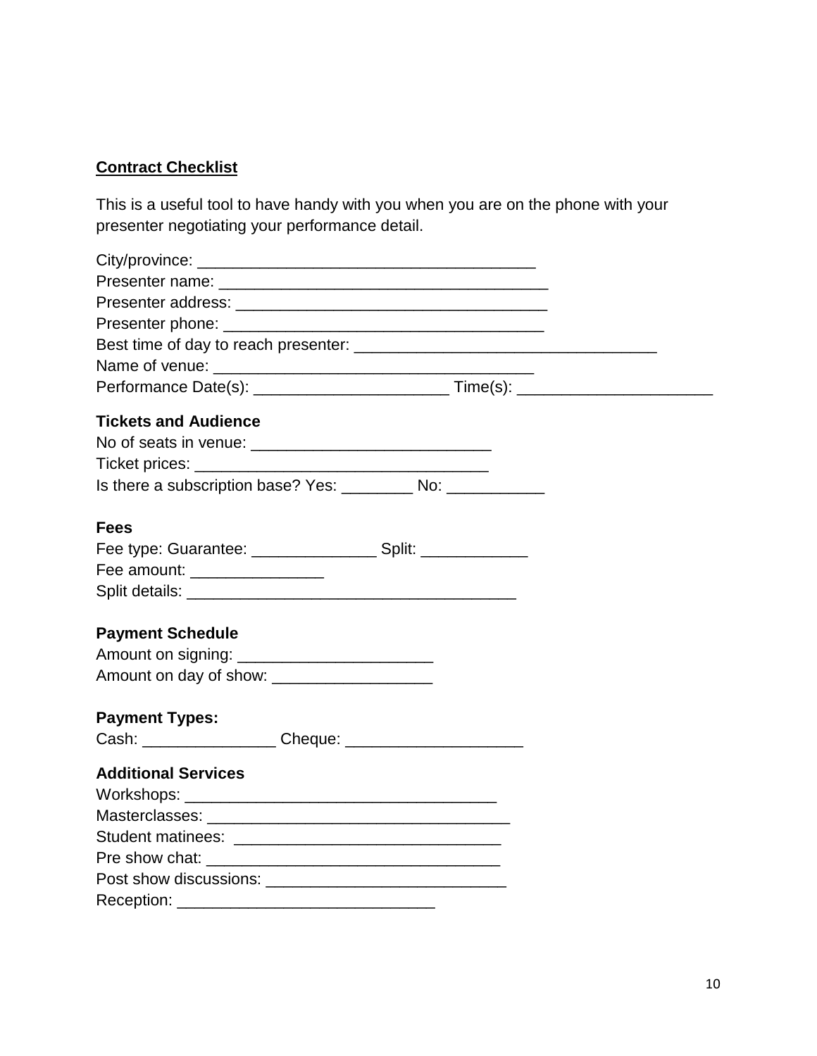**Contract Checklist**

This is a useful tool to have handy with you when you are on the phone with your presenter negotiating your performance detail.

City/province: ______________________________________
Presenter name: _____________________________________
Presenter address: ___________________________________
Presenter phone: ____________________________________
Best time of day to reach presenter: _________________________________
Name of venue: ____________________________________
Performance Date(s): ______________________ Time(s): ______________________

**Tickets and Audience**

No of seats in venue: ___________________________
Ticket prices: _________________________________
Is there a subscription base? Yes: ________ No: ___________

**Fees**

Fee type: Guarantee: ______________ Split: ____________
Fee amount: _______________
Split details: ____________________________________

**Payment Schedule**

Amount on signing: ______________________
Amount on day of show: __________________

**Payment Types:**

Cash: _______________ Cheque: ____________________

**Additional Services**

Workshops: __________________________________
Masterclasses: _________________________________
Student matinees: ______________________________
Pre show chat: ________________________________
Post show discussions: ___________________________
Reception: _____________________________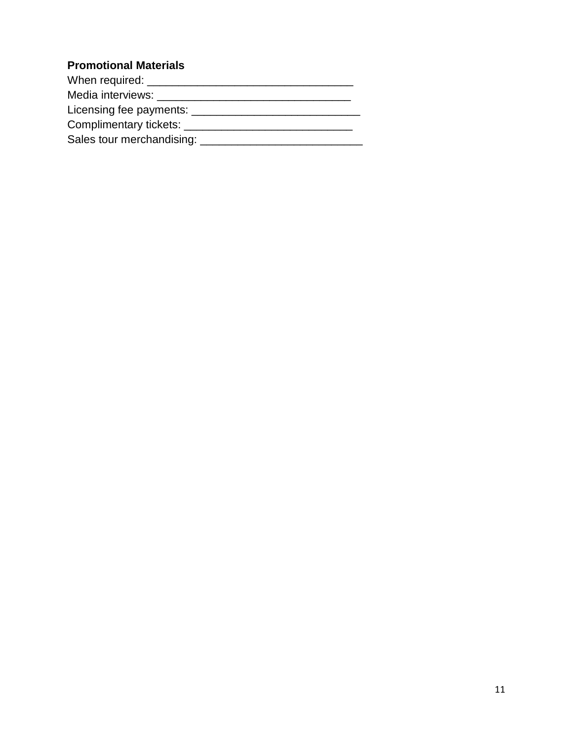**Promotional Materials**

When required: ________________________________

Media interviews: ______________________________

Licensing fee payments: __________________________

Complimentary tickets: __________________________

Sales tour merchandising: _________________________